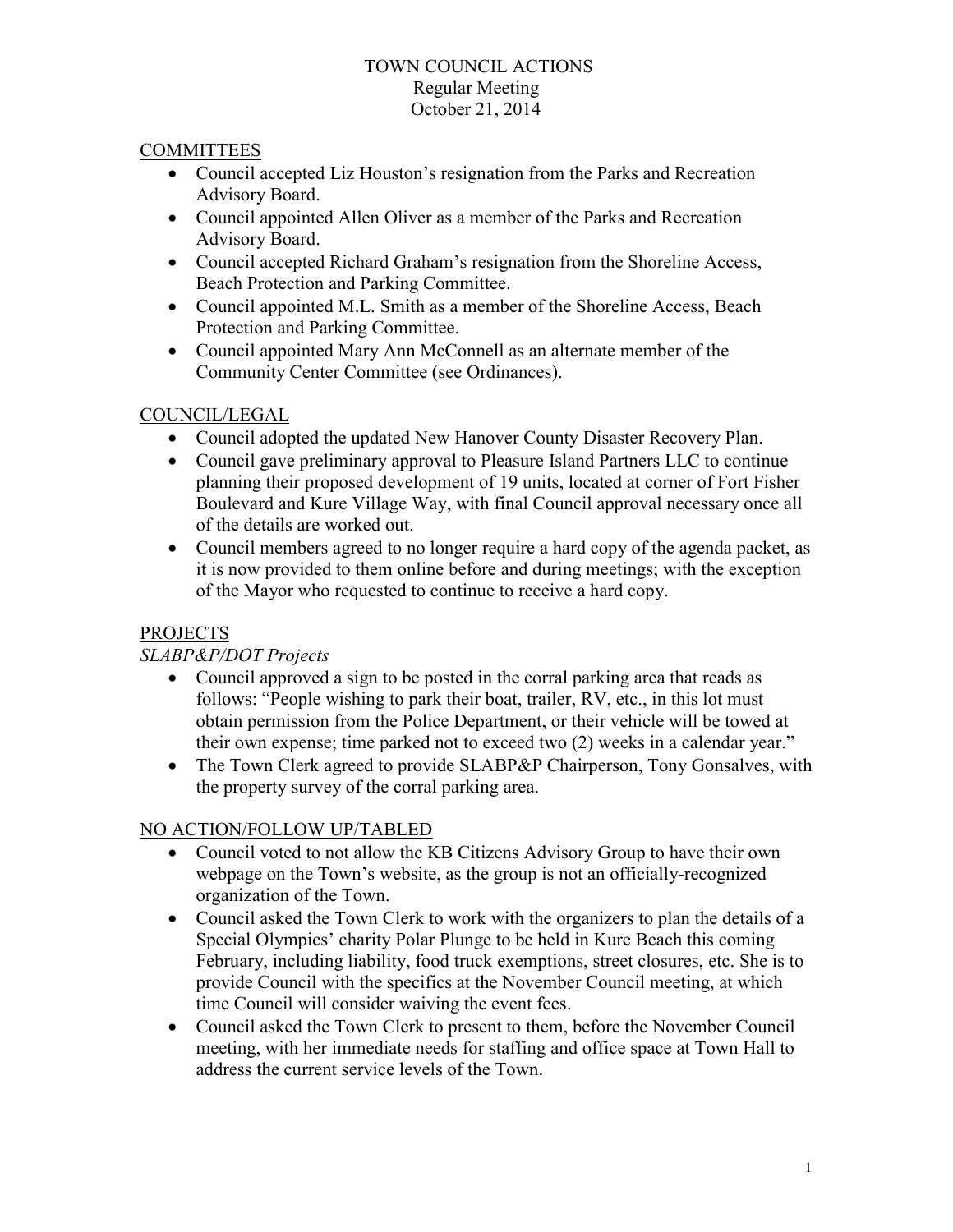# TOWN COUNCIL ACTIONS
## Regular Meeting
## October 21, 2014

## COMMITTEES

- Council accepted Liz Houston's resignation from the Parks and Recreation Advisory Board.
- Council appointed Allen Oliver as a member of the Parks and Recreation Advisory Board.
- Council accepted Richard Graham's resignation from the Shoreline Access, Beach Protection and Parking Committee.
- Council appointed M.L. Smith as a member of the Shoreline Access, Beach Protection and Parking Committee.
- Council appointed Mary Ann McConnell as an alternate member of the Community Center Committee (see Ordinances).

## COUNCIL/LEGAL

- Council adopted the updated New Hanover County Disaster Recovery Plan.
- Council gave preliminary approval to Pleasure Island Partners LLC to continue planning their proposed development of 19 units, located at corner of Fort Fisher Boulevard and Kure Village Way, with final Council approval necessary once all of the details are worked out.
- Council members agreed to no longer require a hard copy of the agenda packet, as it is now provided to them online before and during meetings; with the exception of the Mayor who requested to continue to receive a hard copy.

## PROJECTS

*SLABP&P/DOT Projects*

- Council approved a sign to be posted in the corral parking area that reads as follows: "People wishing to park their boat, trailer, RV, etc., in this lot must obtain permission from the Police Department, or their vehicle will be towed at their own expense; time parked not to exceed two (2) weeks in a calendar year."
- The Town Clerk agreed to provide SLABP&P Chairperson, Tony Gonsalves, with the property survey of the corral parking area.

## NO ACTION/FOLLOW UP/TABLED

- Council voted to not allow the KB Citizens Advisory Group to have their own webpage on the Town's website, as the group is not an officially-recognized organization of the Town.
- Council asked the Town Clerk to work with the organizers to plan the details of a Special Olympics' charity Polar Plunge to be held in Kure Beach this coming February, including liability, food truck exemptions, street closures, etc. She is to provide Council with the specifics at the November Council meeting, at which time Council will consider waiving the event fees.
- Council asked the Town Clerk to present to them, before the November Council meeting, with her immediate needs for staffing and office space at Town Hall to address the current service levels of the Town.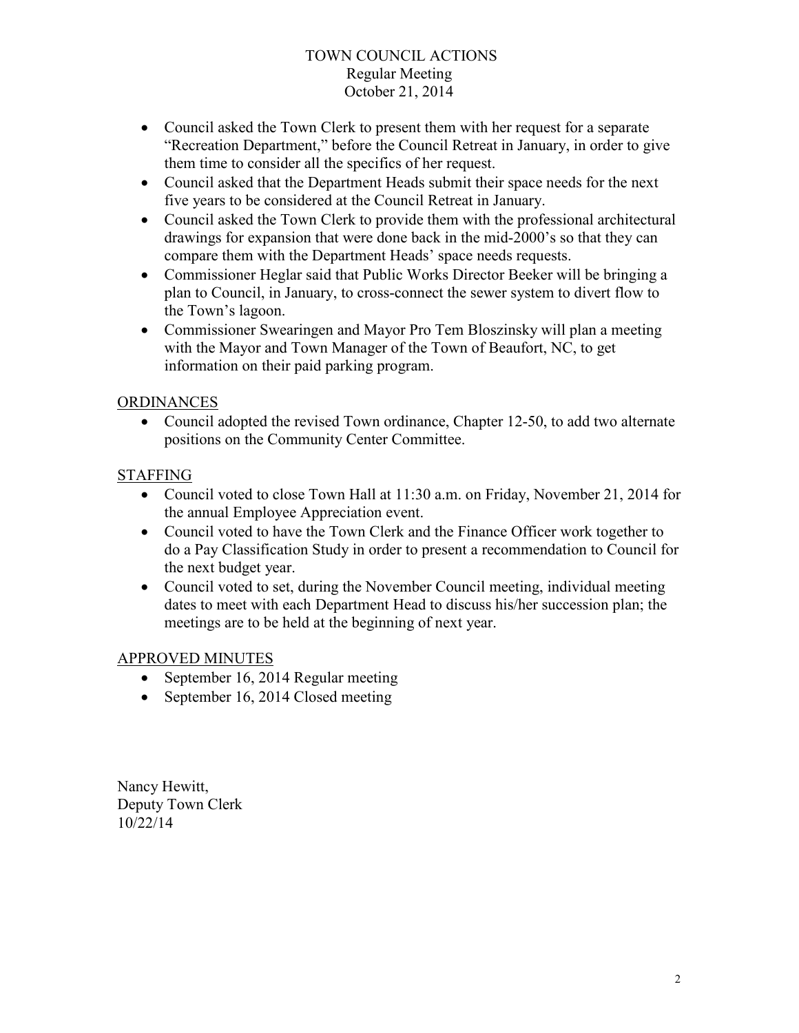TOWN COUNCIL ACTIONS
Regular Meeting
October 21, 2014

- Council asked the Town Clerk to present them with her request for a separate "Recreation Department," before the Council Retreat in January, in order to give them time to consider all the specifics of her request.
- Council asked that the Department Heads submit their space needs for the next five years to be considered at the Council Retreat in January.
- Council asked the Town Clerk to provide them with the professional architectural drawings for expansion that were done back in the mid-2000's so that they can compare them with the Department Heads' space needs requests.
- Commissioner Heglar said that Public Works Director Beeker will be bringing a plan to Council, in January, to cross-connect the sewer system to divert flow to the Town's lagoon.
- Commissioner Swearingen and Mayor Pro Tem Bloszinsky will plan a meeting with the Mayor and Town Manager of the Town of Beaufort, NC, to get information on their paid parking program.

## ORDINANCES

- Council adopted the revised Town ordinance, Chapter 12-50, to add two alternate positions on the Community Center Committee.

## STAFFING

- Council voted to close Town Hall at 11:30 a.m. on Friday, November 21, 2014 for the annual Employee Appreciation event.
- Council voted to have the Town Clerk and the Finance Officer work together to do a Pay Classification Study in order to present a recommendation to Council for the next budget year.
- Council voted to set, during the November Council meeting, individual meeting dates to meet with each Department Head to discuss his/her succession plan; the meetings are to be held at the beginning of next year.

## APPROVED MINUTES

- September 16, 2014 Regular meeting
- September 16, 2014 Closed meeting

Nancy Hewitt,
Deputy Town Clerk
10/22/14